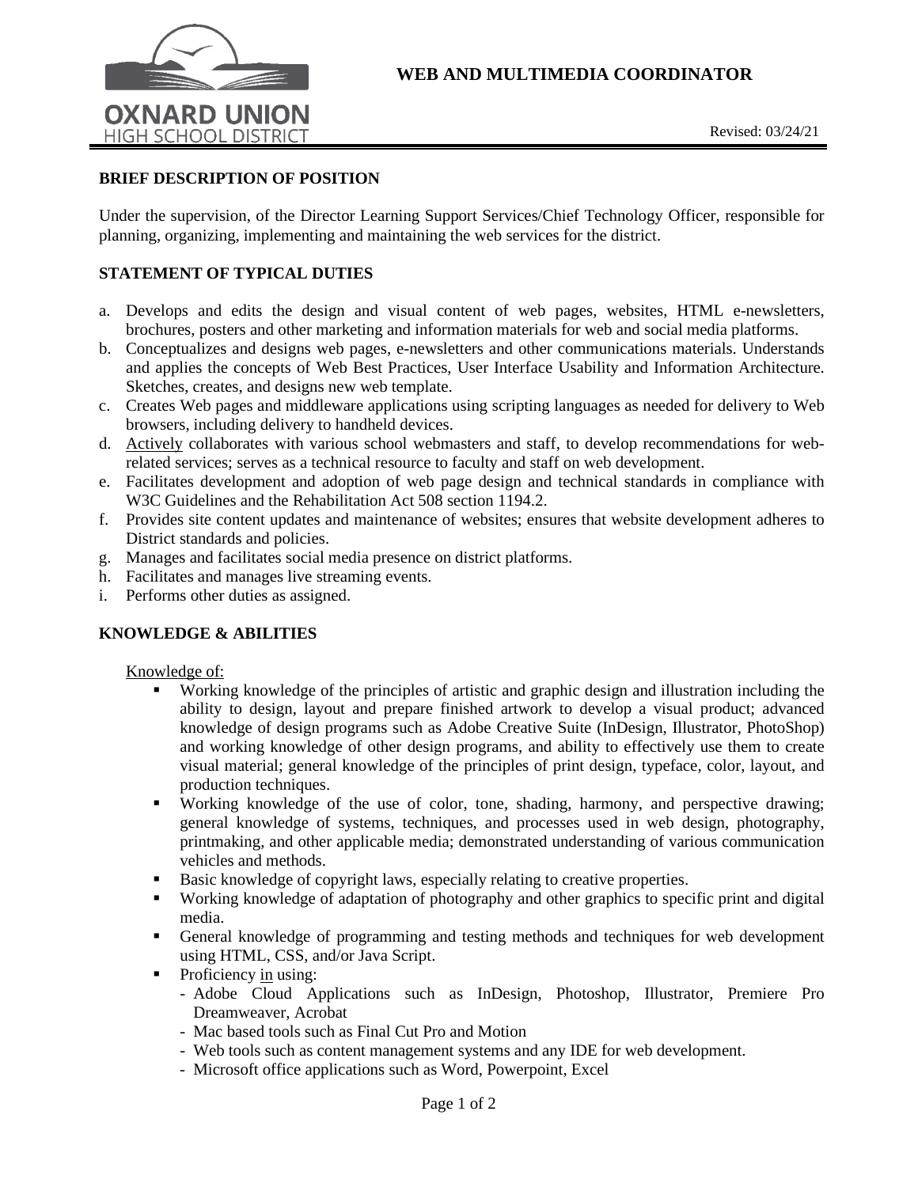OXNARD UNION
HIGH SCHOOL DISTRICT

# WEB AND MULTIMEDIA COORDINATOR

Revised: 03/24/21

## BRIEF DESCRIPTION OF POSITION

Under the supervision, of the Director Learning Support Services/Chief Technology Officer, responsible for planning, organizing, implementing and maintaining the web services for the district.

## STATEMENT OF TYPICAL DUTIES

a. Develops and edits the design and visual content of web pages, websites, HTML e-newsletters, brochures, posters and other marketing and information materials for web and social media platforms.
b. Conceptualizes and designs web pages, e-newsletters and other communications materials. Understands and applies the concepts of Web Best Practices, User Interface Usability and Information Architecture. Sketches, creates, and designs new web template.
c. Creates Web pages and middleware applications using scripting languages as needed for delivery to Web browsers, including delivery to handheld devices.
d. <u>Actively</u> collaborates with various school webmasters and staff, to develop recommendations for web-related services; serves as a technical resource to faculty and staff on web development.
e. Facilitates development and adoption of web page design and technical standards in compliance with W3C Guidelines and the Rehabilitation Act 508 section 1194.2.
f. Provides site content updates and maintenance of websites; ensures that website development adheres to District standards and policies.
g. Manages and facilitates social media presence on district platforms.
h. Facilitates and manages live streaming events.
i. Performs other duties as assigned.

## KNOWLEDGE & ABILITIES

<u>Knowledge of:</u>

- Working knowledge of the principles of artistic and graphic design and illustration including the ability to design, layout and prepare finished artwork to develop a visual product; advanced knowledge of design programs such as Adobe Creative Suite (InDesign, Illustrator, PhotoShop) and working knowledge of other design programs, and ability to effectively use them to create visual material; general knowledge of the principles of print design, typeface, color, layout, and production techniques.
- Working knowledge of the use of color, tone, shading, harmony, and perspective drawing; general knowledge of systems, techniques, and processes used in web design, photography, printmaking, and other applicable media; demonstrated understanding of various communication vehicles and methods.
- Basic knowledge of copyright laws, especially relating to creative properties.
- Working knowledge of adaptation of photography and other graphics to specific print and digital media.
- General knowledge of programming and testing methods and techniques for web development using HTML, CSS, and/or Java Script.
- Proficiency <u>in</u> using:
  - Adobe Cloud Applications such as InDesign, Photoshop, Illustrator, Premiere Pro Dreamweaver, Acrobat
  - Mac based tools such as Final Cut Pro and Motion
  - Web tools such as content management systems and any IDE for web development.
  - Microsoft office applications such as Word, Powerpoint, Excel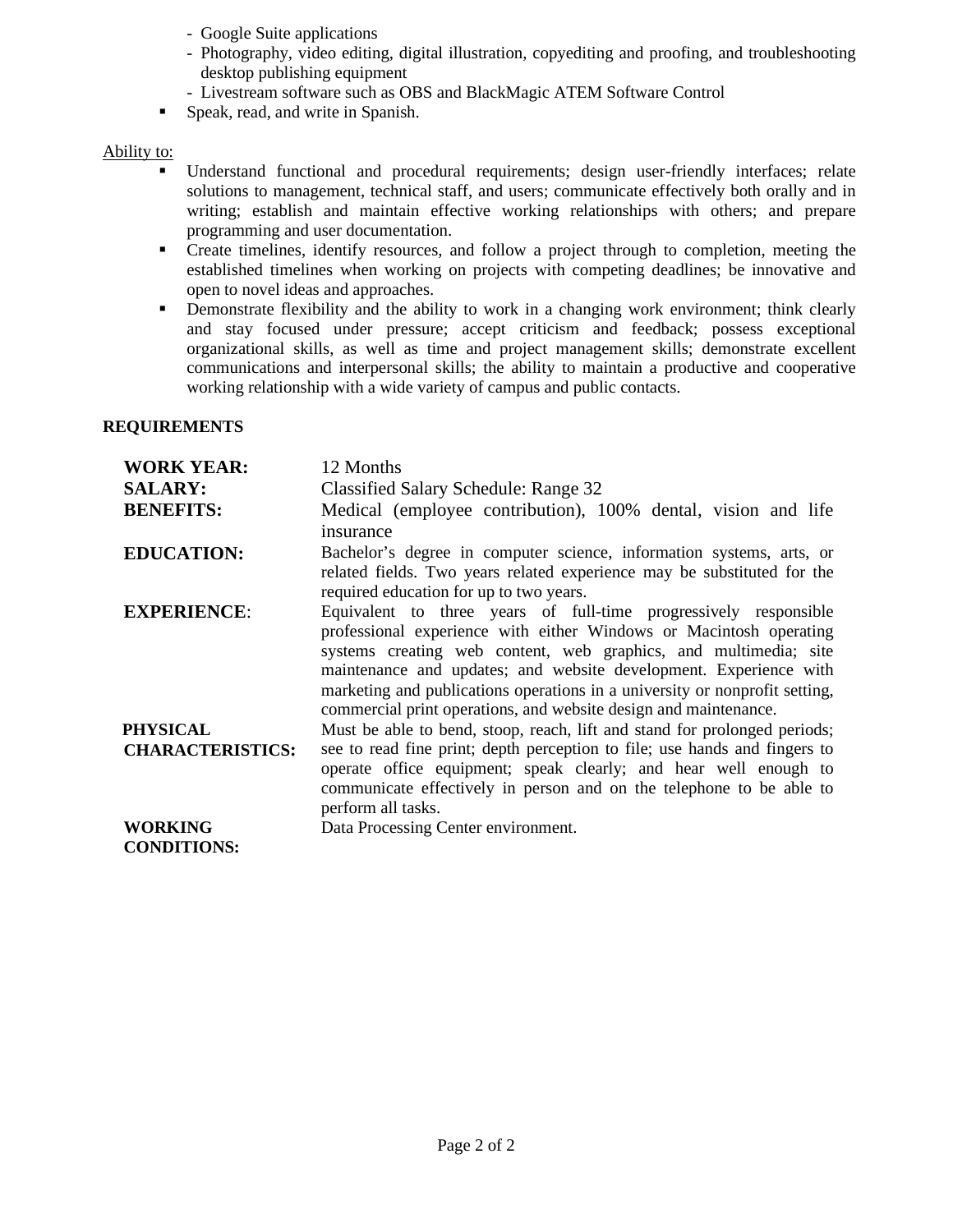- Google Suite applications
- Photography, video editing, digital illustration, copyediting and proofing, and troubleshooting desktop publishing equipment
- Livestream software such as OBS and BlackMagic ATEM Software Control

- Speak, read, and write in Spanish.

Ability to:

- Understand functional and procedural requirements; design user-friendly interfaces; relate solutions to management, technical staff, and users; communicate effectively both orally and in writing; establish and maintain effective working relationships with others; and prepare programming and user documentation.
- Create timelines, identify resources, and follow a project through to completion, meeting the established timelines when working on projects with competing deadlines; be innovative and open to novel ideas and approaches.
- Demonstrate flexibility and the ability to work in a changing work environment; think clearly and stay focused under pressure; accept criticism and feedback; possess exceptional organizational skills, as well as time and project management skills; demonstrate excellent communications and interpersonal skills; the ability to maintain a productive and cooperative working relationship with a wide variety of campus and public contacts.

**REQUIREMENTS**

| | |
|---|---|
| **WORK YEAR:** | 12 Months |
| **SALARY:** | Classified Salary Schedule: Range 32 |
| **BENEFITS:** | Medical (employee contribution), 100% dental, vision and life insurance |
| **EDUCATION:** | Bachelor's degree in computer science, information systems, arts, or related fields. Two years related experience may be substituted for the required education for up to two years. |
| **EXPERIENCE**: | Equivalent to three years of full-time progressively responsible professional experience with either Windows or Macintosh operating systems creating web content, web graphics, and multimedia; site maintenance and updates; and website development. Experience with marketing and publications operations in a university or nonprofit setting, commercial print operations, and website design and maintenance. |
| **PHYSICAL CHARACTERISTICS:** | Must be able to bend, stoop, reach, lift and stand for prolonged periods; see to read fine print; depth perception to file; use hands and fingers to operate office equipment; speak clearly; and hear well enough to communicate effectively in person and on the telephone to be able to perform all tasks. |
| **WORKING CONDITIONS:** | Data Processing Center environment. |